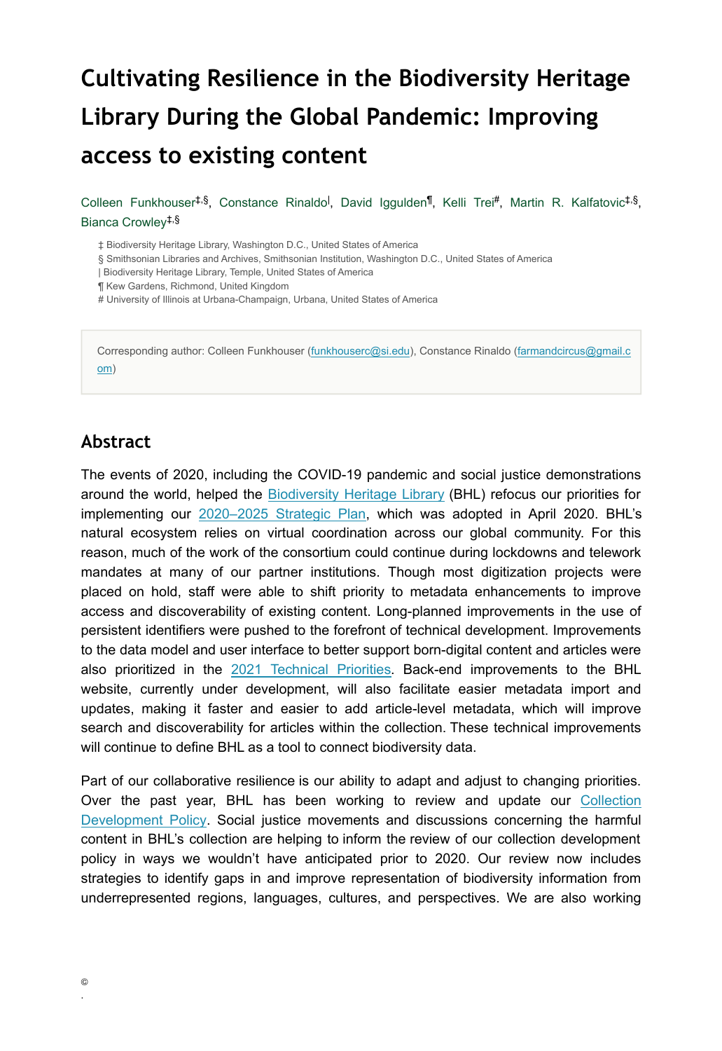# Cultivating Resilience in the Biodiversity Heritage Library During the Global Pandemic: Improving access to existing content

Colleen Funkhouser[‡,§], Constance Rinaldo[|], David Iggulden[¶], Kelli Trei[#], Martin R. Kalfatovic[‡,§], Bianca Crowley[‡,§]

‡ Biodiversity Heritage Library, Washington D.C., United States of America
§ Smithsonian Libraries and Archives, Smithsonian Institution, Washington D.C., United States of America
| Biodiversity Heritage Library, Temple, United States of America
¶ Kew Gardens, Richmond, United Kingdom
# University of Illinois at Urbana-Champaign, Urbana, United States of America

Corresponding author: Colleen Funkhouser (funkhouserc@si.edu), Constance Rinaldo (farmandcircus@gmail.com)

## Abstract

The events of 2020, including the COVID-19 pandemic and social justice demonstrations around the world, helped the Biodiversity Heritage Library (BHL) refocus our priorities for implementing our 2020–2025 Strategic Plan, which was adopted in April 2020. BHL's natural ecosystem relies on virtual coordination across our global community. For this reason, much of the work of the consortium could continue during lockdowns and telework mandates at many of our partner institutions. Though most digitization projects were placed on hold, staff were able to shift priority to metadata enhancements to improve access and discoverability of existing content. Long-planned improvements in the use of persistent identifiers were pushed to the forefront of technical development. Improvements to the data model and user interface to better support born-digital content and articles were also prioritized in the 2021 Technical Priorities. Back-end improvements to the BHL website, currently under development, will also facilitate easier metadata import and updates, making it faster and easier to add article-level metadata, which will improve search and discoverability for articles within the collection. These technical improvements will continue to define BHL as a tool to connect biodiversity data.

Part of our collaborative resilience is our ability to adapt and adjust to changing priorities. Over the past year, BHL has been working to review and update our Collection Development Policy. Social justice movements and discussions concerning the harmful content in BHL's collection are helping to inform the review of our collection development policy in ways we wouldn't have anticipated prior to 2020. Our review now includes strategies to identify gaps in and improve representation of biodiversity information from underrepresented regions, languages, cultures, and perspectives. We are also working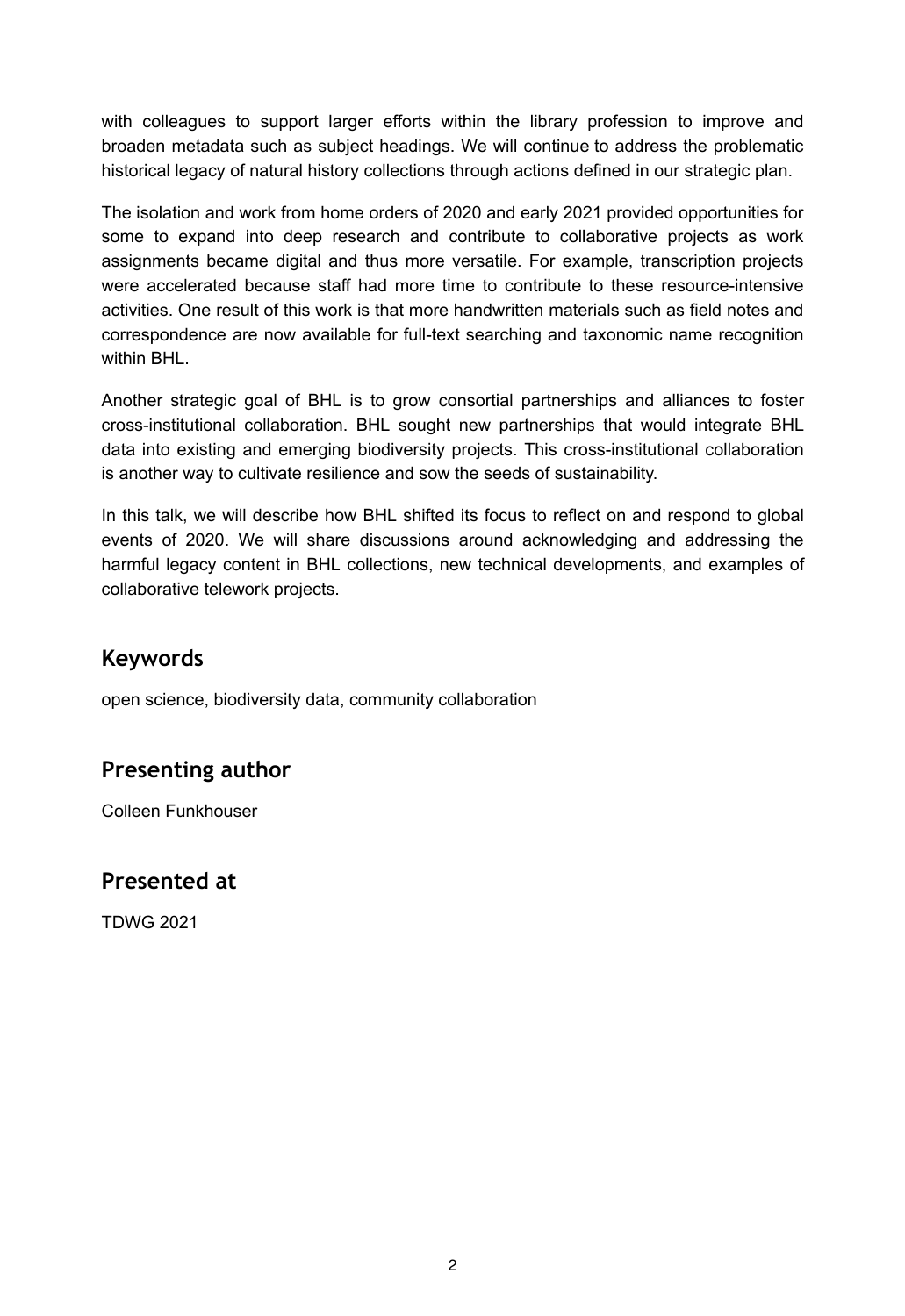with colleagues to support larger efforts within the library profession to improve and broaden metadata such as subject headings. We will continue to address the problematic historical legacy of natural history collections through actions defined in our strategic plan.

The isolation and work from home orders of 2020 and early 2021 provided opportunities for some to expand into deep research and contribute to collaborative projects as work assignments became digital and thus more versatile. For example, transcription projects were accelerated because staff had more time to contribute to these resource-intensive activities. One result of this work is that more handwritten materials such as field notes and correspondence are now available for full-text searching and taxonomic name recognition within BHL.

Another strategic goal of BHL is to grow consortial partnerships and alliances to foster cross-institutional collaboration. BHL sought new partnerships that would integrate BHL data into existing and emerging biodiversity projects. This cross-institutional collaboration is another way to cultivate resilience and sow the seeds of sustainability.

In this talk, we will describe how BHL shifted its focus to reflect on and respond to global events of 2020. We will share discussions around acknowledging and addressing the harmful legacy content in BHL collections, new technical developments, and examples of collaborative telework projects.

## Keywords

open science, biodiversity data, community collaboration

## Presenting author

Colleen Funkhouser

## Presented at

TDWG 2021